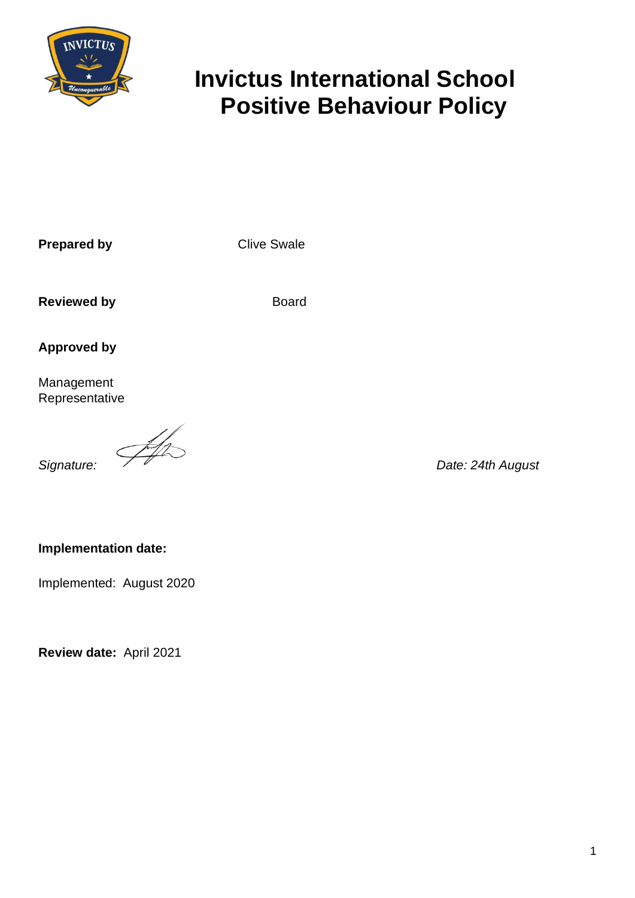# Invictus International School Positive Behaviour Policy

**Prepared by** Clive Swale

**Reviewed by** Board

**Approved by**

Management Representative

*Signature:* *Date: 24th August*

**Implementation date:**

Implemented: August 2020

**Review date:** April 2021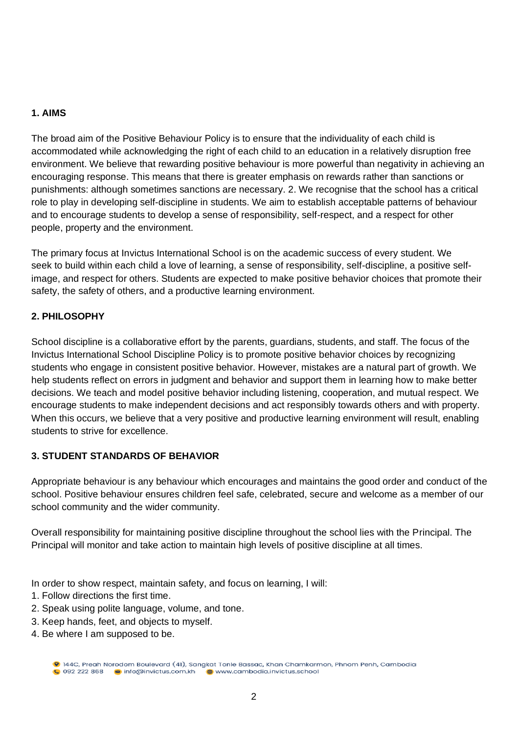**1. AIMS**

The broad aim of the Positive Behaviour Policy is to ensure that the individuality of each child is accommodated while acknowledging the right of each child to an education in a relatively disruption free environment. We believe that rewarding positive behaviour is more powerful than negativity in achieving an encouraging response. This means that there is greater emphasis on rewards rather than sanctions or punishments: although sometimes sanctions are necessary. 2. We recognise that the school has a critical role to play in developing self-discipline in students. We aim to establish acceptable patterns of behaviour and to encourage students to develop a sense of responsibility, self-respect, and a respect for other people, property and the environment.

The primary focus at Invictus International School is on the academic success of every student. We seek to build within each child a love of learning, a sense of responsibility, self-discipline, a positive self-image, and respect for others. Students are expected to make positive behavior choices that promote their safety, the safety of others, and a productive learning environment.

**2. PHILOSOPHY**

School discipline is a collaborative effort by the parents, guardians, students, and staff. The focus of the Invictus International School Discipline Policy is to promote positive behavior choices by recognizing students who engage in consistent positive behavior. However, mistakes are a natural part of growth. We help students reflect on errors in judgment and behavior and support them in learning how to make better decisions. We teach and model positive behavior including listening, cooperation, and mutual respect. We encourage students to make independent decisions and act responsibly towards others and with property. When this occurs, we believe that a very positive and productive learning environment will result, enabling students to strive for excellence.

**3. STUDENT STANDARDS OF BEHAVIOR**

Appropriate behaviour is any behaviour which encourages and maintains the good order and conduct of the school. Positive behaviour ensures children feel safe, celebrated, secure and welcome as a member of our school community and the wider community.

Overall responsibility for maintaining positive discipline throughout the school lies with the Principal. The Principal will monitor and take action to maintain high levels of positive discipline at all times.

In order to show respect, maintain safety, and focus on learning, I will:

1. Follow directions the first time.
2. Speak using polite language, volume, and tone.
3. Keep hands, feet, and objects to myself.
4. Be where I am supposed to be.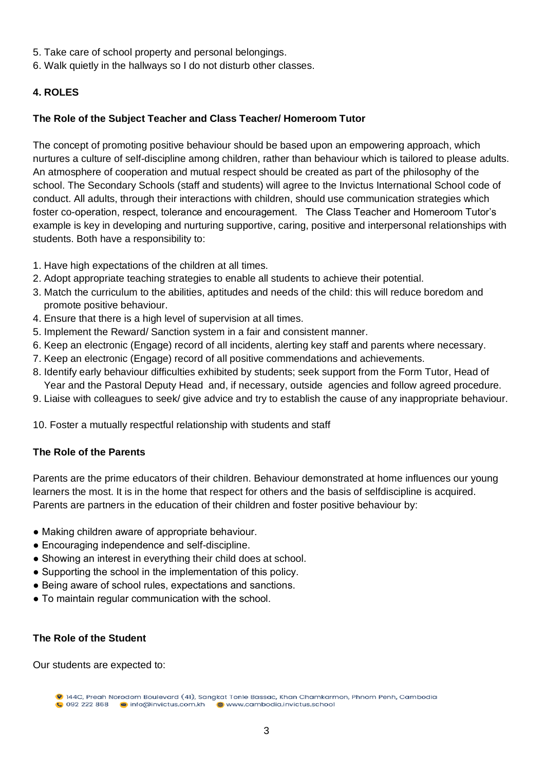5. Take care of school property and personal belongings.
6. Walk quietly in the hallways so I do not disturb other classes.

## 4. ROLES

### The Role of the Subject Teacher and Class Teacher/ Homeroom Tutor

The concept of promoting positive behaviour should be based upon an empowering approach, which nurtures a culture of self-discipline among children, rather than behaviour which is tailored to please adults. An atmosphere of cooperation and mutual respect should be created as part of the philosophy of the school. The Secondary Schools (staff and students) will agree to the Invictus International School code of conduct. All adults, through their interactions with children, should use communication strategies which foster co-operation, respect, tolerance and encouragement. The Class Teacher and Homeroom Tutor's example is key in developing and nurturing supportive, caring, positive and interpersonal relationships with students. Both have a responsibility to:

1. Have high expectations of the children at all times.
2. Adopt appropriate teaching strategies to enable all students to achieve their potential.
3. Match the curriculum to the abilities, aptitudes and needs of the child: this will reduce boredom and promote positive behaviour.
4. Ensure that there is a high level of supervision at all times.
5. Implement the Reward/ Sanction system in a fair and consistent manner.
6. Keep an electronic (Engage) record of all incidents, alerting key staff and parents where necessary.
7. Keep an electronic (Engage) record of all positive commendations and achievements.
8. Identify early behaviour difficulties exhibited by students; seek support from the Form Tutor, Head of Year and the Pastoral Deputy Head and, if necessary, outside agencies and follow agreed procedure.
9. Liaise with colleagues to seek/ give advice and try to establish the cause of any inappropriate behaviour.
10. Foster a mutually respectful relationship with students and staff

### The Role of the Parents

Parents are the prime educators of their children. Behaviour demonstrated at home influences our young learners the most. It is in the home that respect for others and the basis of selfdiscipline is acquired. Parents are partners in the education of their children and foster positive behaviour by:

- Making children aware of appropriate behaviour.
- Encouraging independence and self-discipline.
- Showing an interest in everything their child does at school.
- Supporting the school in the implementation of this policy.
- Being aware of school rules, expectations and sanctions.
- To maintain regular communication with the school.

### The Role of the Student

Our students are expected to: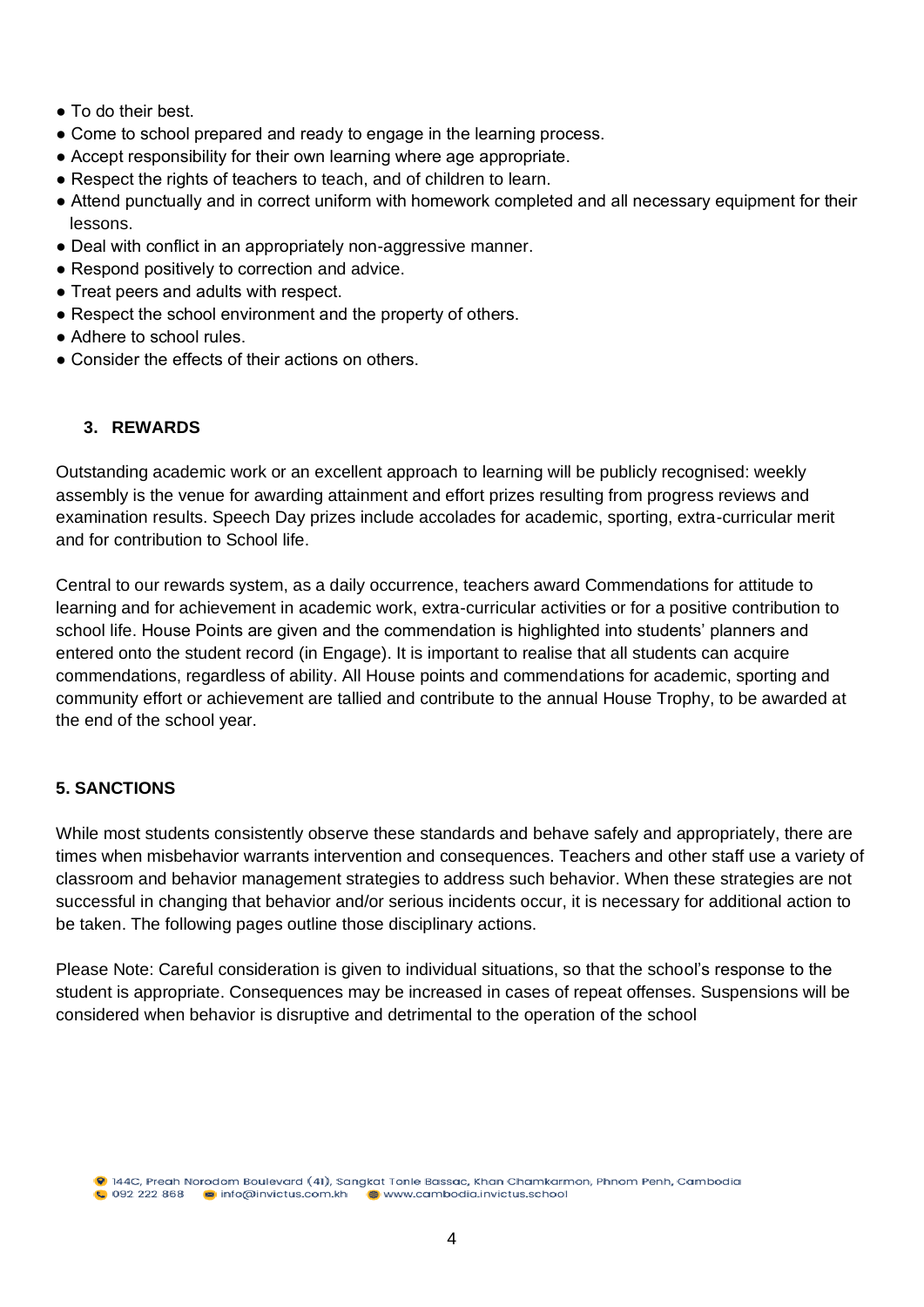- To do their best.
- Come to school prepared and ready to engage in the learning process.
- Accept responsibility for their own learning where age appropriate.
- Respect the rights of teachers to teach, and of children to learn.
- Attend punctually and in correct uniform with homework completed and all necessary equipment for their lessons.
- Deal with conflict in an appropriately non-aggressive manner.
- Respond positively to correction and advice.
- Treat peers and adults with respect.
- Respect the school environment and the property of others.
- Adhere to school rules.
- Consider the effects of their actions on others.

## 3. REWARDS

Outstanding academic work or an excellent approach to learning will be publicly recognised: weekly assembly is the venue for awarding attainment and effort prizes resulting from progress reviews and examination results. Speech Day prizes include accolades for academic, sporting, extra-curricular merit and for contribution to School life.

Central to our rewards system, as a daily occurrence, teachers award Commendations for attitude to learning and for achievement in academic work, extra-curricular activities or for a positive contribution to school life. House Points are given and the commendation is highlighted into students' planners and entered onto the student record (in Engage). It is important to realise that all students can acquire commendations, regardless of ability. All House points and commendations for academic, sporting and community effort or achievement are tallied and contribute to the annual House Trophy, to be awarded at the end of the school year.

## 5. SANCTIONS

While most students consistently observe these standards and behave safely and appropriately, there are times when misbehavior warrants intervention and consequences. Teachers and other staff use a variety of classroom and behavior management strategies to address such behavior. When these strategies are not successful in changing that behavior and/or serious incidents occur, it is necessary for additional action to be taken. The following pages outline those disciplinary actions.

Please Note: Careful consideration is given to individual situations, so that the school's response to the student is appropriate. Consequences may be increased in cases of repeat offenses. Suspensions will be considered when behavior is disruptive and detrimental to the operation of the school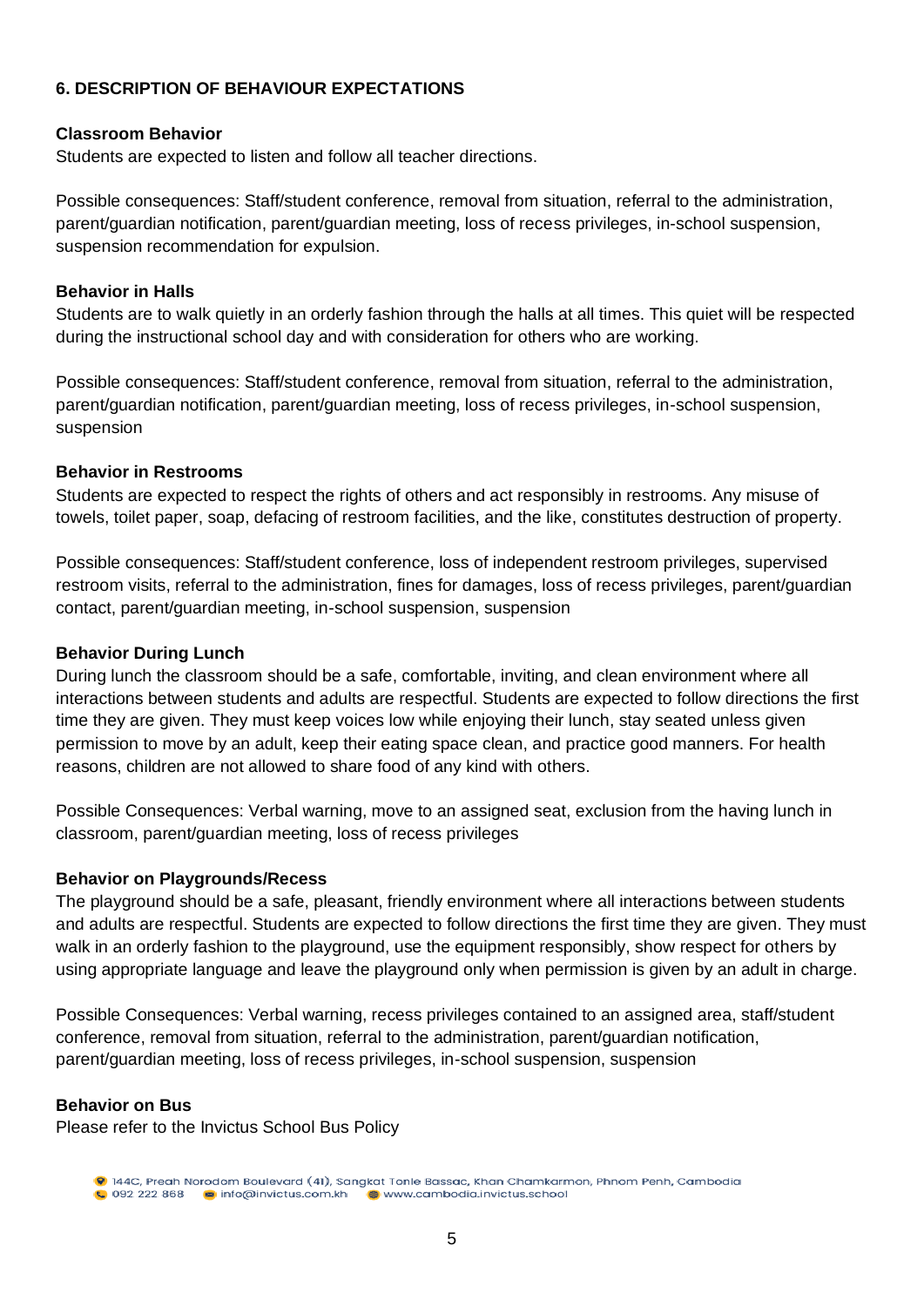## 6. DESCRIPTION OF BEHAVIOUR EXPECTATIONS

**Classroom Behavior**

Students are expected to listen and follow all teacher directions.

Possible consequences: Staff/student conference, removal from situation, referral to the administration, parent/guardian notification, parent/guardian meeting, loss of recess privileges, in-school suspension, suspension recommendation for expulsion.

**Behavior in Halls**

Students are to walk quietly in an orderly fashion through the halls at all times. This quiet will be respected during the instructional school day and with consideration for others who are working.

Possible consequences: Staff/student conference, removal from situation, referral to the administration, parent/guardian notification, parent/guardian meeting, loss of recess privileges, in-school suspension, suspension

**Behavior in Restrooms**

Students are expected to respect the rights of others and act responsibly in restrooms. Any misuse of towels, toilet paper, soap, defacing of restroom facilities, and the like, constitutes destruction of property.

Possible consequences: Staff/student conference, loss of independent restroom privileges, supervised restroom visits, referral to the administration, fines for damages, loss of recess privileges, parent/guardian contact, parent/guardian meeting, in-school suspension, suspension

**Behavior During Lunch**

During lunch the classroom should be a safe, comfortable, inviting, and clean environment where all interactions between students and adults are respectful. Students are expected to follow directions the first time they are given. They must keep voices low while enjoying their lunch, stay seated unless given permission to move by an adult, keep their eating space clean, and practice good manners. For health reasons, children are not allowed to share food of any kind with others.

Possible Consequences: Verbal warning, move to an assigned seat, exclusion from the having lunch in classroom, parent/guardian meeting, loss of recess privileges

**Behavior on Playgrounds/Recess**

The playground should be a safe, pleasant, friendly environment where all interactions between students and adults are respectful. Students are expected to follow directions the first time they are given. They must walk in an orderly fashion to the playground, use the equipment responsibly, show respect for others by using appropriate language and leave the playground only when permission is given by an adult in charge.

Possible Consequences: Verbal warning, recess privileges contained to an assigned area, staff/student conference, removal from situation, referral to the administration, parent/guardian notification, parent/guardian meeting, loss of recess privileges, in-school suspension, suspension

**Behavior on Bus**

Please refer to the Invictus School Bus Policy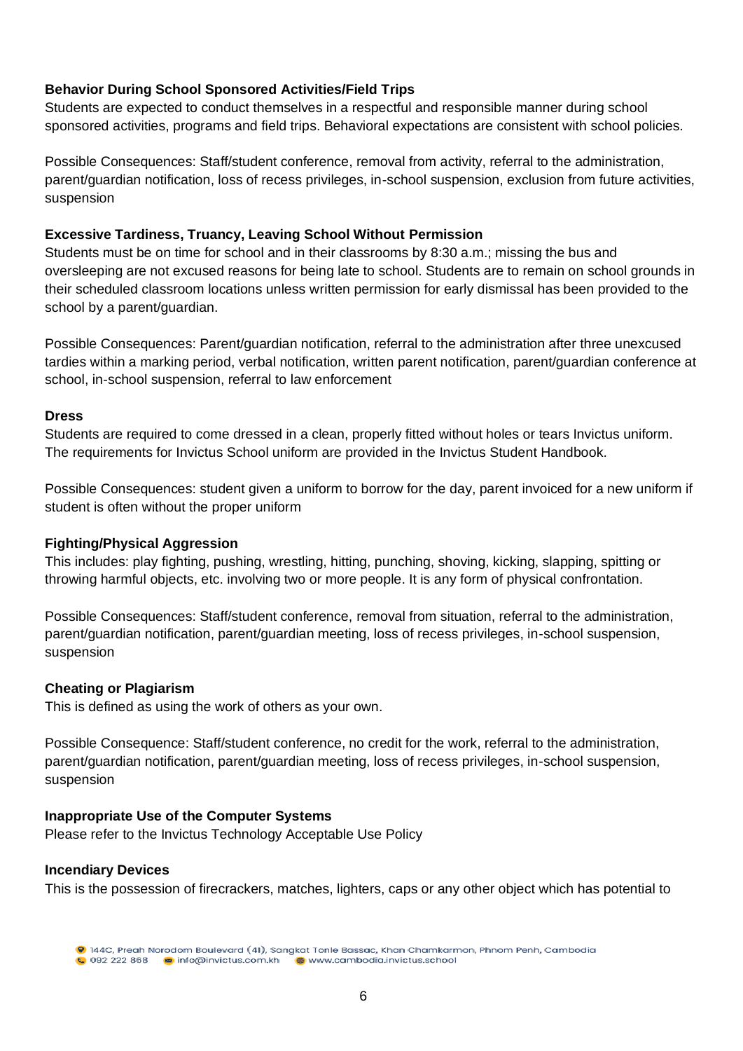**Behavior During School Sponsored Activities/Field Trips**

Students are expected to conduct themselves in a respectful and responsible manner during school sponsored activities, programs and field trips. Behavioral expectations are consistent with school policies.

Possible Consequences: Staff/student conference, removal from activity, referral to the administration, parent/guardian notification, loss of recess privileges, in-school suspension, exclusion from future activities, suspension

**Excessive Tardiness, Truancy, Leaving School Without Permission**

Students must be on time for school and in their classrooms by 8:30 a.m.; missing the bus and oversleeping are not excused reasons for being late to school. Students are to remain on school grounds in their scheduled classroom locations unless written permission for early dismissal has been provided to the school by a parent/guardian.

Possible Consequences: Parent/guardian notification, referral to the administration after three unexcused tardies within a marking period, verbal notification, written parent notification, parent/guardian conference at school, in-school suspension, referral to law enforcement

**Dress**

Students are required to come dressed in a clean, properly fitted without holes or tears Invictus uniform. The requirements for Invictus School uniform are provided in the Invictus Student Handbook.

Possible Consequences: student given a uniform to borrow for the day, parent invoiced for a new uniform if student is often without the proper uniform

**Fighting/Physical Aggression**

This includes: play fighting, pushing, wrestling, hitting, punching, shoving, kicking, slapping, spitting or throwing harmful objects, etc. involving two or more people. It is any form of physical confrontation.

Possible Consequences: Staff/student conference, removal from situation, referral to the administration, parent/guardian notification, parent/guardian meeting, loss of recess privileges, in-school suspension, suspension

**Cheating or Plagiarism**

This is defined as using the work of others as your own.

Possible Consequence: Staff/student conference, no credit for the work, referral to the administration, parent/guardian notification, parent/guardian meeting, loss of recess privileges, in-school suspension, suspension

**Inappropriate Use of the Computer Systems**

Please refer to the Invictus Technology Acceptable Use Policy

**Incendiary Devices**

This is the possession of firecrackers, matches, lighters, caps or any other object which has potential to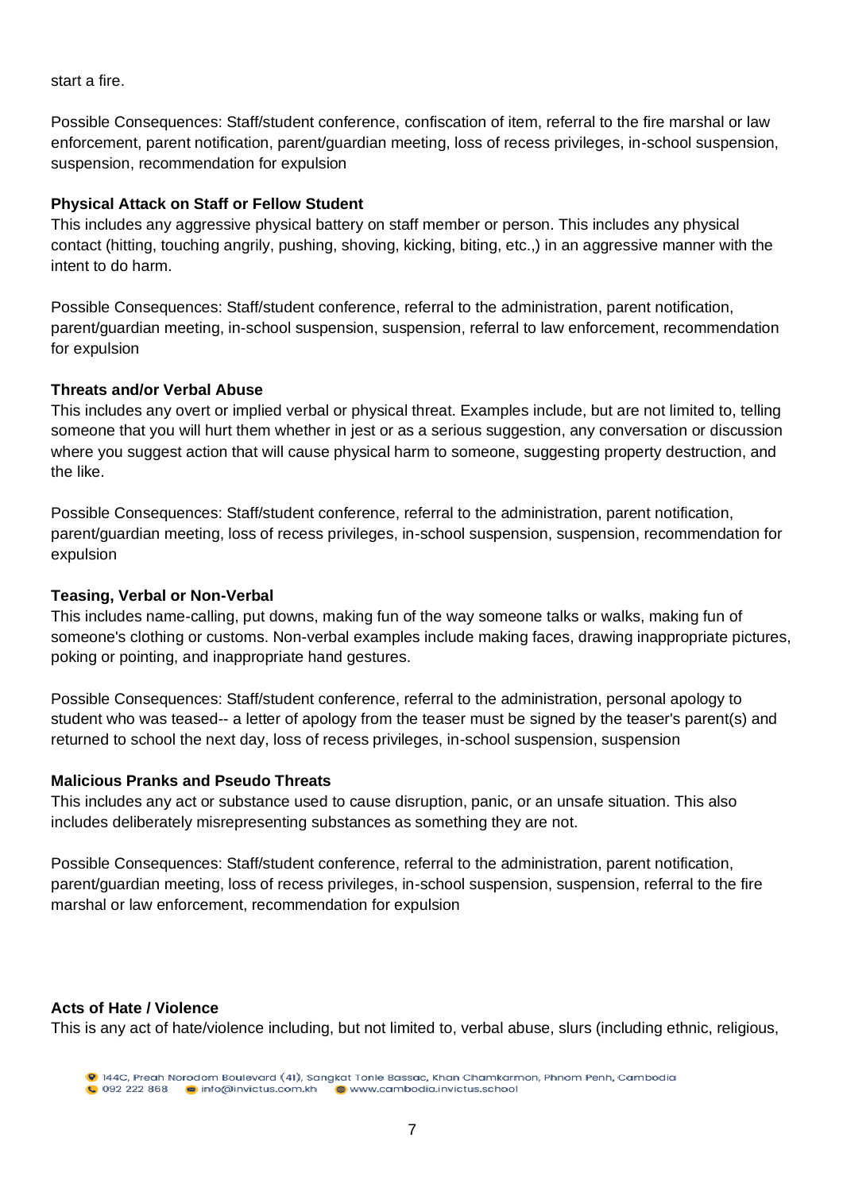start a fire.

Possible Consequences: Staff/student conference, confiscation of item, referral to the fire marshal or law enforcement, parent notification, parent/guardian meeting, loss of recess privileges, in-school suspension, suspension, recommendation for expulsion

**Physical Attack on Staff or Fellow Student**

This includes any aggressive physical battery on staff member or person. This includes any physical contact (hitting, touching angrily, pushing, shoving, kicking, biting, etc.,) in an aggressive manner with the intent to do harm.

Possible Consequences: Staff/student conference, referral to the administration, parent notification, parent/guardian meeting, in-school suspension, suspension, referral to law enforcement, recommendation for expulsion

**Threats and/or Verbal Abuse**

This includes any overt or implied verbal or physical threat. Examples include, but are not limited to, telling someone that you will hurt them whether in jest or as a serious suggestion, any conversation or discussion where you suggest action that will cause physical harm to someone, suggesting property destruction, and the like.

Possible Consequences: Staff/student conference, referral to the administration, parent notification, parent/guardian meeting, loss of recess privileges, in-school suspension, suspension, recommendation for expulsion

**Teasing, Verbal or Non-Verbal**

This includes name-calling, put downs, making fun of the way someone talks or walks, making fun of someone's clothing or customs. Non-verbal examples include making faces, drawing inappropriate pictures, poking or pointing, and inappropriate hand gestures.

Possible Consequences: Staff/student conference, referral to the administration, personal apology to student who was teased-- a letter of apology from the teaser must be signed by the teaser's parent(s) and returned to school the next day, loss of recess privileges, in-school suspension, suspension

**Malicious Pranks and Pseudo Threats**

This includes any act or substance used to cause disruption, panic, or an unsafe situation. This also includes deliberately misrepresenting substances as something they are not.

Possible Consequences: Staff/student conference, referral to the administration, parent notification, parent/guardian meeting, loss of recess privileges, in-school suspension, suspension, referral to the fire marshal or law enforcement, recommendation for expulsion

**Acts of Hate / Violence**

This is any act of hate/violence including, but not limited to, verbal abuse, slurs (including ethnic, religious,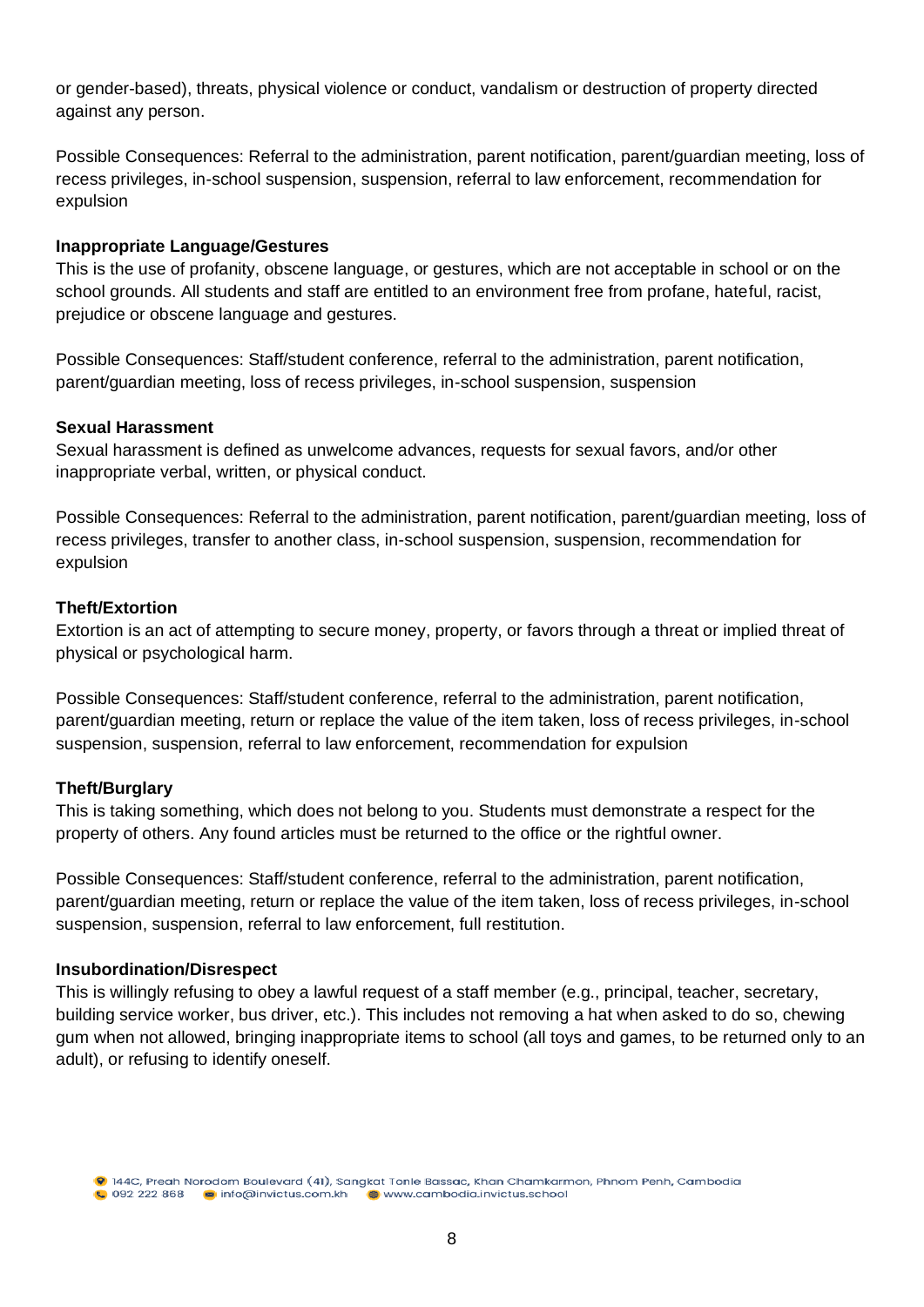or gender-based), threats, physical violence or conduct, vandalism or destruction of property directed against any person.

Possible Consequences: Referral to the administration, parent notification, parent/guardian meeting, loss of recess privileges, in-school suspension, suspension, referral to law enforcement, recommendation for expulsion

**Inappropriate Language/Gestures**

This is the use of profanity, obscene language, or gestures, which are not acceptable in school or on the school grounds. All students and staff are entitled to an environment free from profane, hateful, racist, prejudice or obscene language and gestures.

Possible Consequences: Staff/student conference, referral to the administration, parent notification, parent/guardian meeting, loss of recess privileges, in-school suspension, suspension

**Sexual Harassment**

Sexual harassment is defined as unwelcome advances, requests for sexual favors, and/or other inappropriate verbal, written, or physical conduct.

Possible Consequences: Referral to the administration, parent notification, parent/guardian meeting, loss of recess privileges, transfer to another class, in-school suspension, suspension, recommendation for expulsion

**Theft/Extortion**

Extortion is an act of attempting to secure money, property, or favors through a threat or implied threat of physical or psychological harm.

Possible Consequences: Staff/student conference, referral to the administration, parent notification, parent/guardian meeting, return or replace the value of the item taken, loss of recess privileges, in-school suspension, suspension, referral to law enforcement, recommendation for expulsion

**Theft/Burglary**

This is taking something, which does not belong to you. Students must demonstrate a respect for the property of others. Any found articles must be returned to the office or the rightful owner.

Possible Consequences: Staff/student conference, referral to the administration, parent notification, parent/guardian meeting, return or replace the value of the item taken, loss of recess privileges, in-school suspension, suspension, referral to law enforcement, full restitution.

**Insubordination/Disrespect**

This is willingly refusing to obey a lawful request of a staff member (e.g., principal, teacher, secretary, building service worker, bus driver, etc.). This includes not removing a hat when asked to do so, chewing gum when not allowed, bringing inappropriate items to school (all toys and games, to be returned only to an adult), or refusing to identify oneself.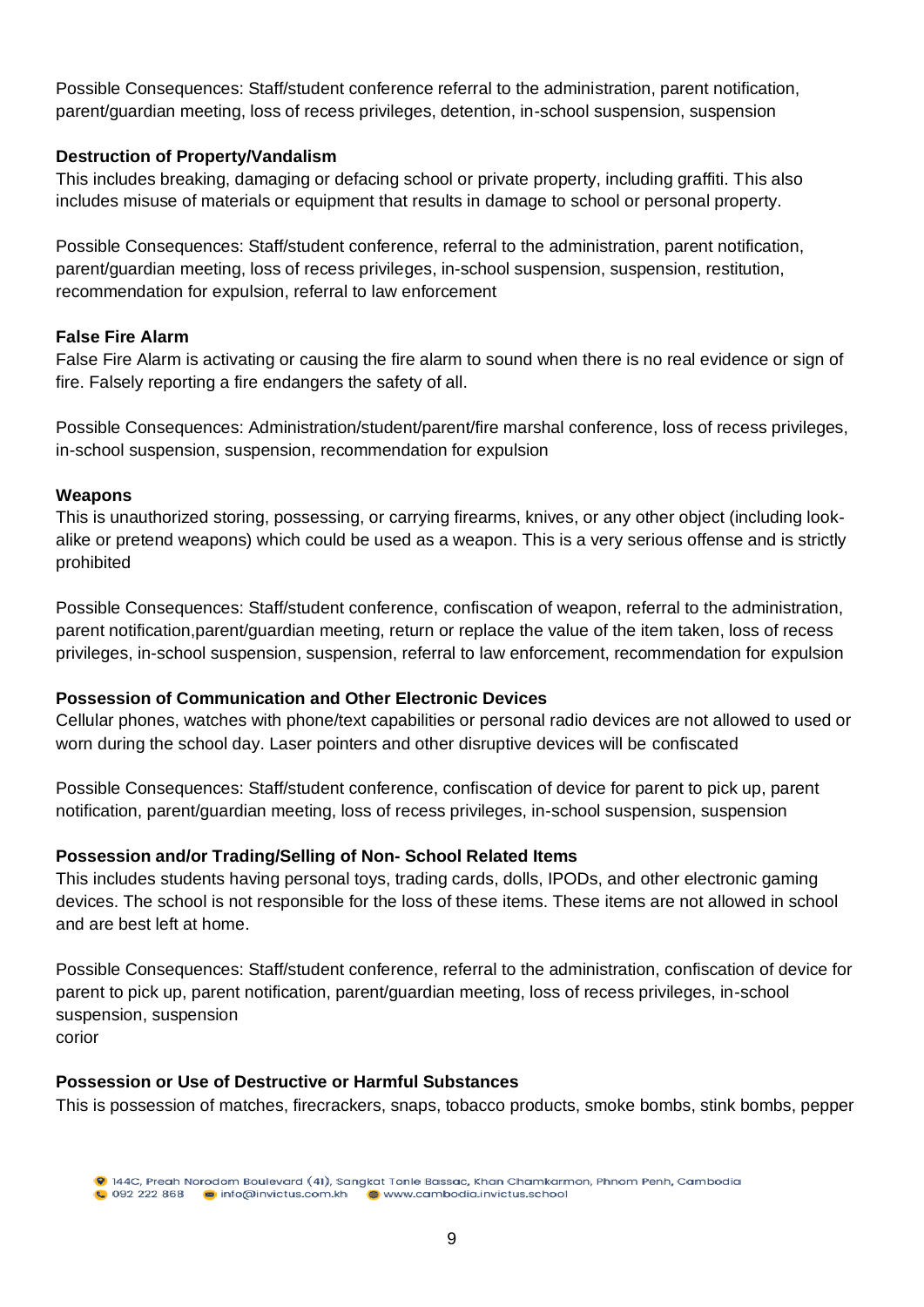Possible Consequences: Staff/student conference referral to the administration, parent notification, parent/guardian meeting, loss of recess privileges, detention, in-school suspension, suspension

**Destruction of Property/Vandalism**

This includes breaking, damaging or defacing school or private property, including graffiti. This also includes misuse of materials or equipment that results in damage to school or personal property.

Possible Consequences: Staff/student conference, referral to the administration, parent notification, parent/guardian meeting, loss of recess privileges, in-school suspension, suspension, restitution, recommendation for expulsion, referral to law enforcement

**False Fire Alarm**

False Fire Alarm is activating or causing the fire alarm to sound when there is no real evidence or sign of fire. Falsely reporting a fire endangers the safety of all.

Possible Consequences: Administration/student/parent/fire marshal conference, loss of recess privileges, in-school suspension, suspension, recommendation for expulsion

**Weapons**

This is unauthorized storing, possessing, or carrying firearms, knives, or any other object (including look-alike or pretend weapons) which could be used as a weapon. This is a very serious offense and is strictly prohibited

Possible Consequences: Staff/student conference, confiscation of weapon, referral to the administration, parent notification,parent/guardian meeting, return or replace the value of the item taken, loss of recess privileges, in-school suspension, suspension, referral to law enforcement, recommendation for expulsion

**Possession of Communication and Other Electronic Devices**

Cellular phones, watches with phone/text capabilities or personal radio devices are not allowed to used or worn during the school day. Laser pointers and other disruptive devices will be confiscated

Possible Consequences: Staff/student conference, confiscation of device for parent to pick up, parent notification, parent/guardian meeting, loss of recess privileges, in-school suspension, suspension

**Possession and/or Trading/Selling of Non- School Related Items**

This includes students having personal toys, trading cards, dolls, IPODs, and other electronic gaming devices. The school is not responsible for the loss of these items. These items are not allowed in school and are best left at home.

Possible Consequences: Staff/student conference, referral to the administration, confiscation of device for parent to pick up, parent notification, parent/guardian meeting, loss of recess privileges, in-school suspension, suspension
corior

**Possession or Use of Destructive or Harmful Substances**

This is possession of matches, firecrackers, snaps, tobacco products, smoke bombs, stink bombs, pepper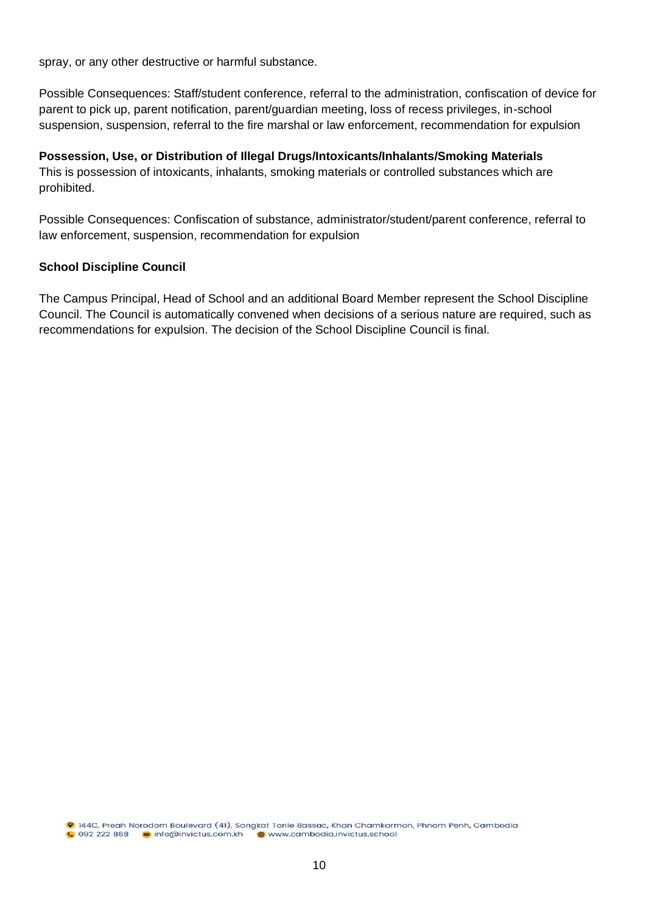spray, or any other destructive or harmful substance.

Possible Consequences: Staff/student conference, referral to the administration, confiscation of device for parent to pick up, parent notification, parent/guardian meeting, loss of recess privileges, in-school suspension, suspension, referral to the fire marshal or law enforcement, recommendation for expulsion

**Possession, Use, or Distribution of Illegal Drugs/Intoxicants/Inhalants/Smoking Materials**
This is possession of intoxicants, inhalants, smoking materials or controlled substances which are prohibited.

Possible Consequences: Confiscation of substance, administrator/student/parent conference, referral to law enforcement, suspension, recommendation for expulsion

**School Discipline Council**

The Campus Principal, Head of School and an additional Board Member represent the School Discipline Council. The Council is automatically convened when decisions of a serious nature are required, such as recommendations for expulsion. The decision of the School Discipline Council is final.